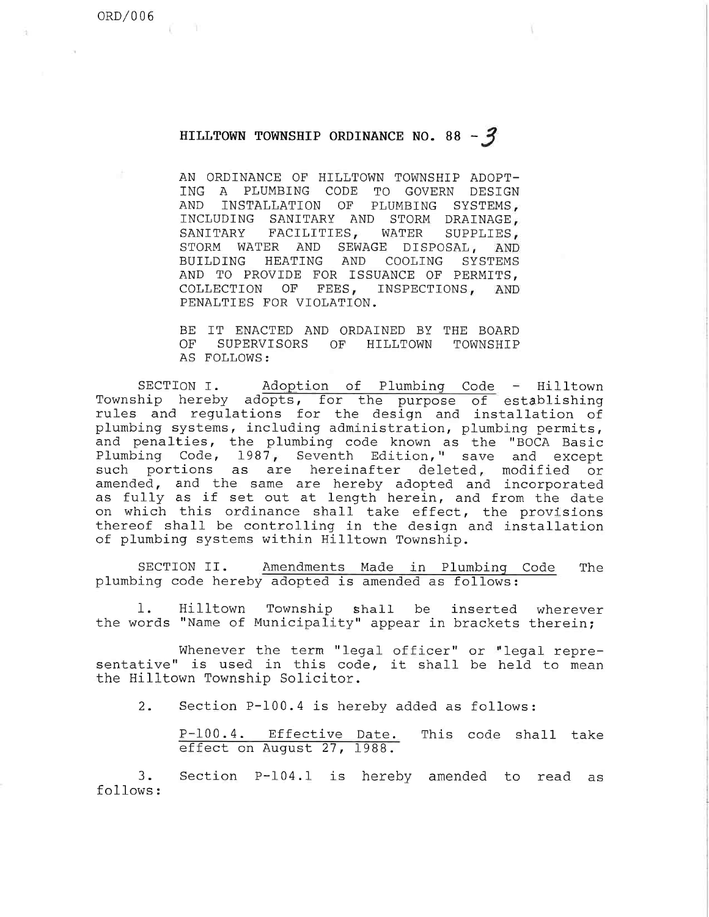ORD/006

# HILLTOWN TOWNSHIP ORDINANCE NO. 88 - 3

AN ORDINANCE OF HILLTOWN TOWNSHIP ADOPTING A PLUMBING CODE TO GOVERN DESIGN AND INSTALLATION OF PLUMBING SYSTEMS, INCLUDING SANITARY AND STORM DRAINAGE, SANITARY FACILITIES, WATER SUPPLIES, STORM WATER AND SEWAGE DISPOSAL, AND BUILDING HEATING AND COOLING SYSTEMS AND TO PROVIDE FOR ISSUANCE OF PERMITS, COLLECTION OF FEES, INSPECTIONS, AND PENALTIES FOR VIOLATION.

BE IT ENACTED AND ORDAINED BY THE BOARD OF SUPERVISORS OF HILLTOWN TOWNSHIP AS FOLLOWS:

SECTION I. Adoption of Plumbing Code - Hilltown Township hereby adopts, for the purpose of establishing rules and regulations for the design and installation of plumbing systems, including administration, plumbing permits, and penalties, the plumbing code known as the "BOCA Basic Plumbing Code, 1987, Seventh Edition," save and except such portions as are hereinafter deleted, modified or amended, and the same are hereby adopted and incorporated as fully as if set out at length herein, and from the date on which this ordinance shall take effect, the provisions thereof shall be controlling in the design and installation of plumbing systems within Hilltown Township.

SECTION II. Amendments Made in Plumbing Code The plumbing code hereby adopted is amended as follows:

1. Hilltown Township shall be inserted wherever the words "Name of Municipality" appear in brackets therein;

Whenever the term "legal officer" or "legal representative" is used in this code, it shall be held to mean the Hilltown Township Solicitor.

2. Section P-100.4 is hereby added as follows:

P-100.4. Effective Date. This code shall take effect on August 27, 1988.

3. Section P-104.1 is hereby amended to read as follows: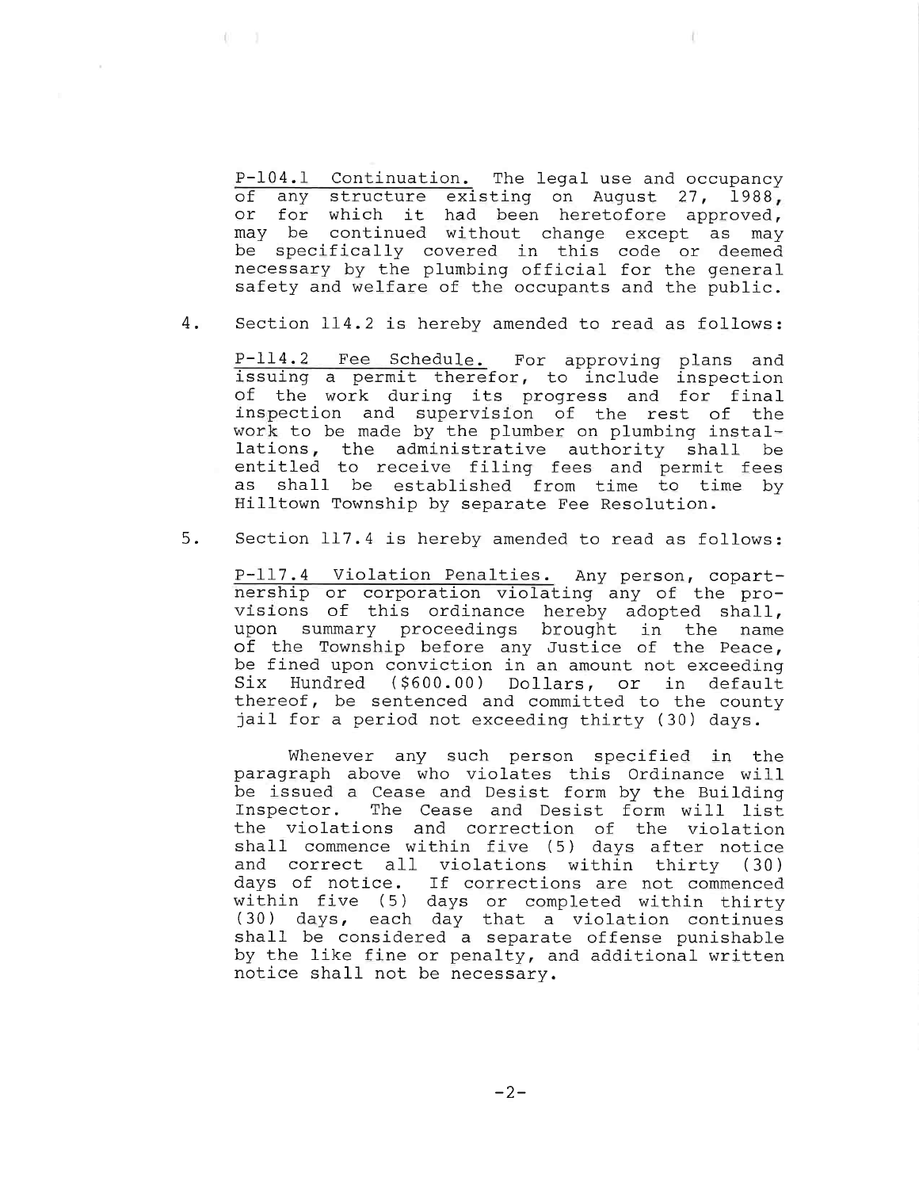P-104.1 Continuation. The legal use and occupancy of any structure existing on August 27, 1988, or for which it had been heretofore approved, may be continued without change except as may be specifically covered in this code or deemed necessary by the plumbing official for the general safety and welfare of the occupants and the public.

4. Section 114.2 is hereby amended to read as follows:

P-114.2 Fee Schedule. For approving plans and issuing a permit therefor, to include inspection of the work during its progress and for final inspection and supervision of the rest of the work to be made by the plumber on plumbing installations, the administrative authority shall be entitled to receive filing fees and permit fees as shall be established from time to time by Hilltown Township by separate Fee Resolution.

5. Section 117.4 is hereby amended to read as follows:

P-117.4 Violation Penalties. Any person, copartnership or corporation violating any of the provisions of this ordinance hereby adopted shall, upon summary proceedings brought in the name of the Township before any Justice of the Peace, be fined upon conviction in an amount not exceeding Six Hundred ($600.00) Dollars, or in default thereof, be sentenced and committed to the county jail for a period not exceeding thirty (30) days.

Whenever any such person specified in the paragraph above who violates this Ordinance will be issued a Cease and Desist form by the Building Inspector. The Cease and Desist form will list the violations and correction of the violation shall commence within five (5) days after notice and correct all violations within thirty (30) days of notice. If corrections are not commenced within five (5) days or completed within thirty (30) days, each day that a violation continues shall be considered a separate offense punishable by the like fine or penalty, and additional written notice shall not be necessary.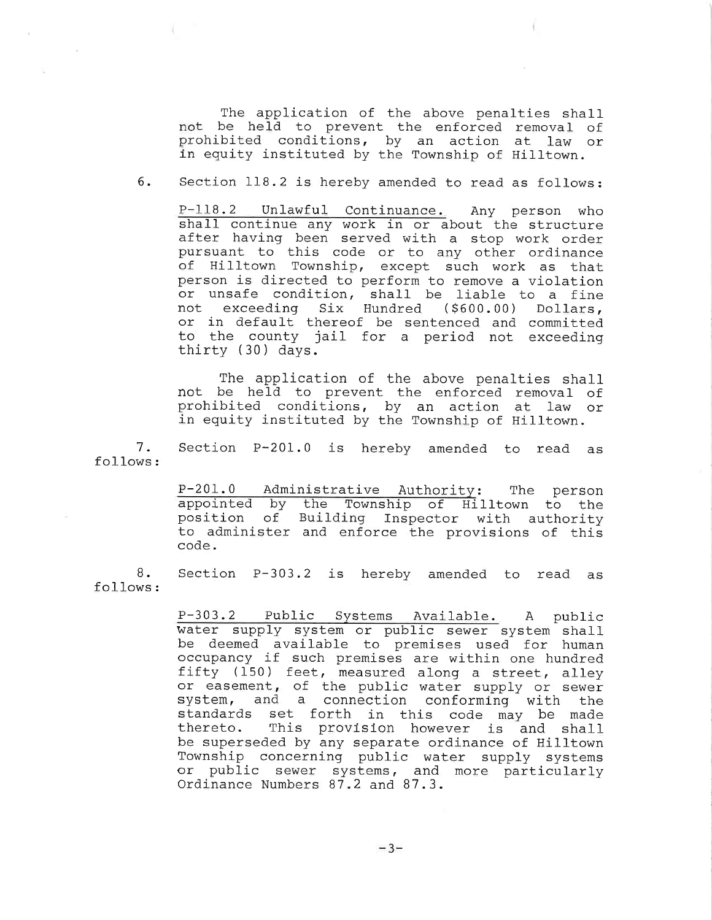The application of the above penalties shall not be held to prevent the enforced removal of prohibited conditions, by an action at law or in equity instituted by the Township of Hilltown.

6. Section 118.2 is hereby amended to read as follows:

<u>P-118.2 Unlawful Continuance.</u> Any person who shall continue any work in or about the structure after having been served with a stop work order pursuant to this code or to any other ordinance of Hilltown Township, except such work as that person is directed to perform to remove a violation or unsafe condition, shall be liable to a fine not exceeding Six Hundred ($600.00) Dollars, or in default thereof be sentenced and committed to the county jail for a period not exceeding thirty (30) days.

The application of the above penalties shall not be held to prevent the enforced removal of prohibited conditions, by an action at law or in equity instituted by the Township of Hilltown.

7. Section P-201.0 is hereby amended to read as follows:

<u>P-201.0 Administrative Authority</u>: The person appointed by the Township of Hilltown to the position of Building Inspector with authority to administer and enforce the provisions of this code.

8. Section P-303.2 is hereby amended to read as follows:

<u>P-303.2 Public Systems Available.</u> A public water supply system or public sewer system shall be deemed available to premises used for human occupancy if such premises are within one hundred fifty (150) feet, measured along a street, alley or easement, of the public water supply or sewer system, and a connection conforming with the standards set forth in this code may be made thereto. This provision however is and shall be superseded by any separate ordinance of Hilltown Township concerning public water supply systems or public sewer systems, and more particularly Ordinance Numbers 87.2 and 87.3.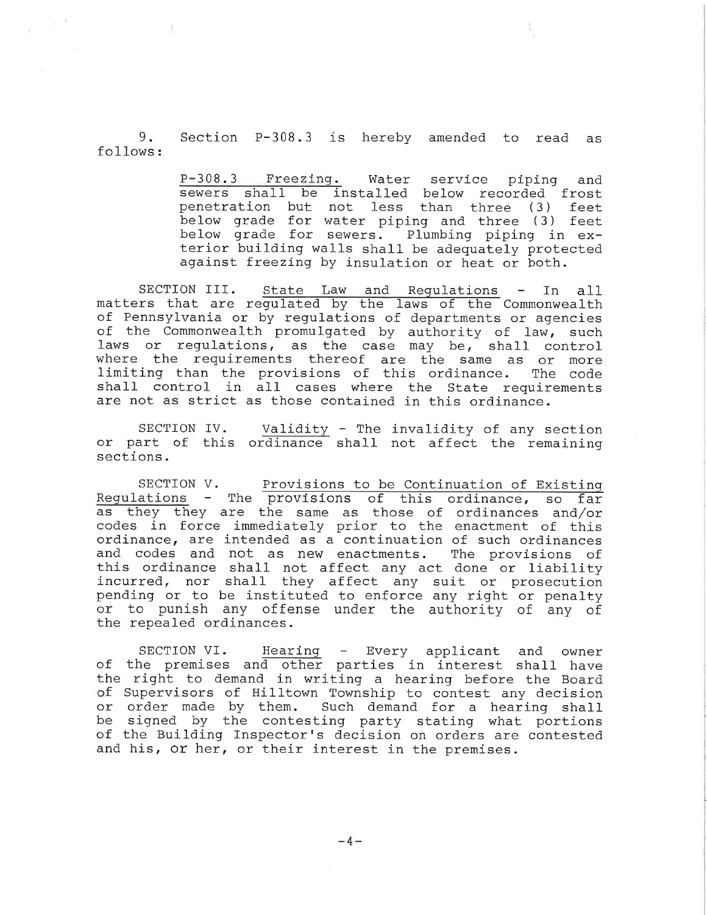9. Section P-308.3 is hereby amended to read as follows:

> P-308.3 Freezing. Water service piping and sewers shall be installed below recorded frost penetration but not less than three (3) feet below grade for water piping and three (3) feet below grade for sewers. Plumbing piping in exterior building walls shall be adequately protected against freezing by insulation or heat or both.

SECTION III. State Law and Regulations - In all matters that are regulated by the laws of the Commonwealth of Pennsylvania or by regulations of departments or agencies of the Commonwealth promulgated by authority of law, such laws or regulations, as the case may be, shall control where the requirements thereof are the same as or more limiting than the provisions of this ordinance. The code shall control in all cases where the State requirements are not as strict as those contained in this ordinance.

SECTION IV. Validity - The invalidity of any section or part of this ordinance shall not affect the remaining sections.

SECTION V. Provisions to be Continuation of Existing Regulations - The provisions of this ordinance, so far as they they are the same as those of ordinances and/or codes in force immediately prior to the enactment of this ordinance, are intended as a continuation of such ordinances and codes and not as new enactments. The provisions of this ordinance shall not affect any act done or liability incurred, nor shall they affect any suit or prosecution pending or to be instituted to enforce any right or penalty or to punish any offense under the authority of any of the repealed ordinances.

SECTION VI. Hearing - Every applicant and owner of the premises and other parties in interest shall have the right to demand in writing a hearing before the Board of Supervisors of Hilltown Township to contest any decision or order made by them. Such demand for a hearing shall be signed by the contesting party stating what portions of the Building Inspector's decision on orders are contested and his, or her, or their interest in the premises.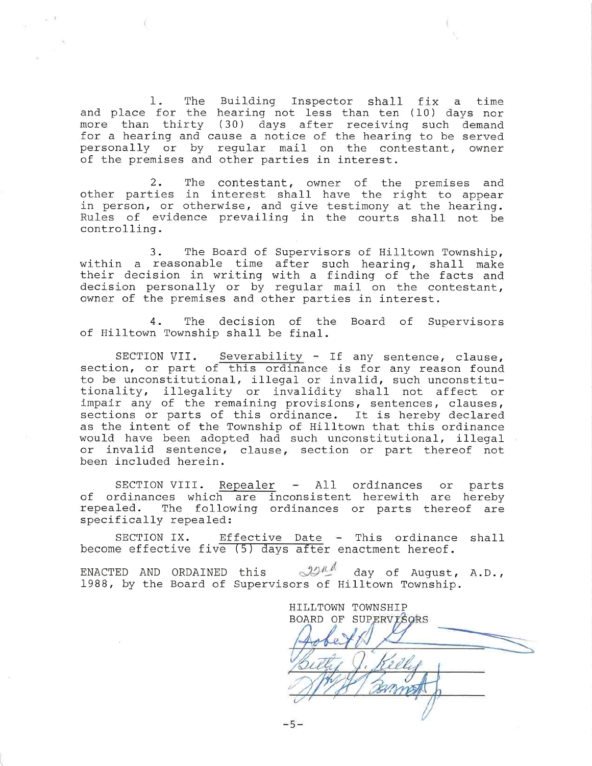1. The Building Inspector shall fix a time and place for the hearing not less than ten (10) days nor more than thirty (30) days after receiving such demand for a hearing and cause a notice of the hearing to be served personally or by regular mail on the contestant, owner of the premises and other parties in interest.

2. The contestant, owner of the premises and other parties in interest shall have the right to appear in person, or otherwise, and give testimony at the hearing. Rules of evidence prevailing in the courts shall not be controlling.

3. The Board of Supervisors of Hilltown Township, within a reasonable time after such hearing, shall make their decision in writing with a finding of the facts and decision personally or by regular mail on the contestant, owner of the premises and other parties in interest.

4. The decision of the Board of Supervisors of Hilltown Township shall be final.

SECTION VII. Severability - If any sentence, clause, section, or part of this ordinance is for any reason found to be unconstitutional, illegal or invalid, such unconstitutionality, illegality or invalidity shall not affect or impair any of the remaining provisions, sentences, clauses, sections or parts of this ordinance. It is hereby declared as the intent of the Township of Hilltown that this ordinance would have been adopted had such unconstitutional, illegal or invalid sentence, clause, section or part thereof not been included herein.

SECTION VIII. Repealer - All ordinances or parts of ordinances which are inconsistent herewith are hereby repealed. The following ordinances or parts thereof are specifically repealed:

SECTION IX. Effective Date - This ordinance shall become effective five (5) days after enactment hereof.

ENACTED AND ORDAINED this 22nd day of August, A.D., 1988, by the Board of Supervisors of Hilltown Township.

HILLTOWN TOWNSHIP
BOARD OF SUPERVISORS

Robert H. G. [signature]

Betty J. Kelly [signature]

[signature]